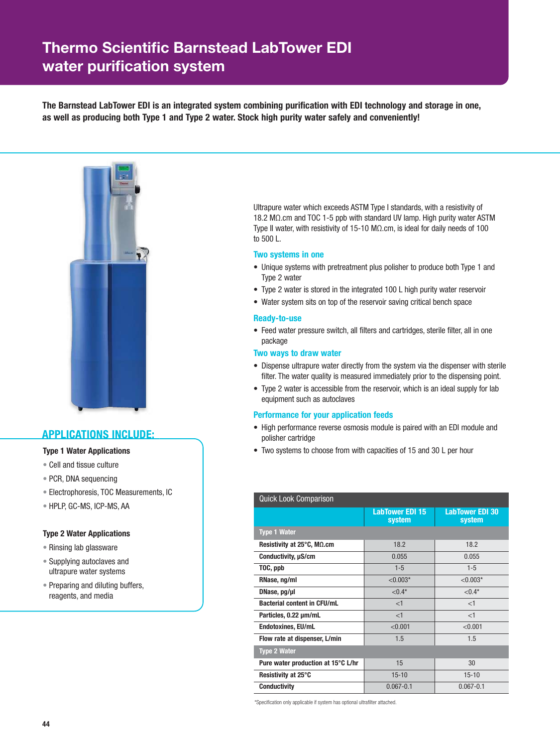# Thermo Scientific Barnstead LabTower EDI water purification system

**The Barnstead LabTower EDI is an integrated system combining purification with EDI technology and storage in one, as well as producing both Type 1 and Type 2 water. Stock high purity water safely and conveniently!**

Ultrapure water which exceeds ASTM Type I standards, with a resistivity of 18.2 MΩ.cm and TOC 1-5 ppb with standard UV lamp. High purity water ASTM Type II water, with resistivity of 15-10 MΩ.cm, is ideal for daily needs of 100 to 500 L.

### Two systems in one

- Unique systems with pretreatment plus polisher to produce both Type 1 and Type 2 water
- Type 2 water is stored in the integrated 100 L high purity water reservoir
- Water system sits on top of the reservoir saving critical bench space

### Ready-to-use

- Feed water pressure switch, all filters and cartridges, sterile filter, all in one package

### Two ways to draw water

- Dispense ultrapure water directly from the system via the dispenser with sterile filter. The water quality is measured immediately prior to the dispensing point.
- Type 2 water is accessible from the reservoir, which is an ideal supply for lab equipment such as autoclaves

### Performance for your application feeds

- High performance reverse osmosis module is paired with an EDI module and polisher cartridge
- Two systems to choose from with capacities of 15 and 30 L per hour

## APPLICATIONS INCLUDE:

**Type 1 Water Applications**

- Cell and tissue culture
- PCR, DNA sequencing
- Electrophoresis, TOC Measurements, IC
- HPLP, GC-MS, ICP-MS, AA

**Type 2 Water Applications**

- Rinsing lab glassware
- Supplying autoclaves and ultrapure water systems
- Preparing and diluting buffers, reagents, and media

**Quick Look Comparison**

| | LabTower EDI 15 system | LabTower EDI 30 system |
|---|---|---|
| **Type 1 Water** | | |
| **Resistivity at 25°C, MΩ.cm** | 18.2 | 18.2 |
| **Conductivity, µS/cm** | 0.055 | 0.055 |
| **TOC, ppb** | 1-5 | 1-5 |
| **RNase, ng/ml** | <0.003* | <0.003* |
| **DNase, pg/µl** | <0.4* | <0.4* |
| **Bacterial content in CFU/mL** | <1 | <1 |
| **Particles, 0.22 µm/mL** | <1 | <1 |
| **Endotoxines, EU/mL** | <0.001 | <0.001 |
| **Flow rate at dispenser, L/min** | 1.5 | 1.5 |
| **Type 2 Water** | | |
| **Pure water production at 15°C L/hr** | 15 | 30 |
| **Resistivity at 25°C** | 15-10 | 15-10 |
| **Conductivity** | 0.067-0.1 | 0.067-0.1 |

*Specification only applicable if system has optional ultrafilter attached.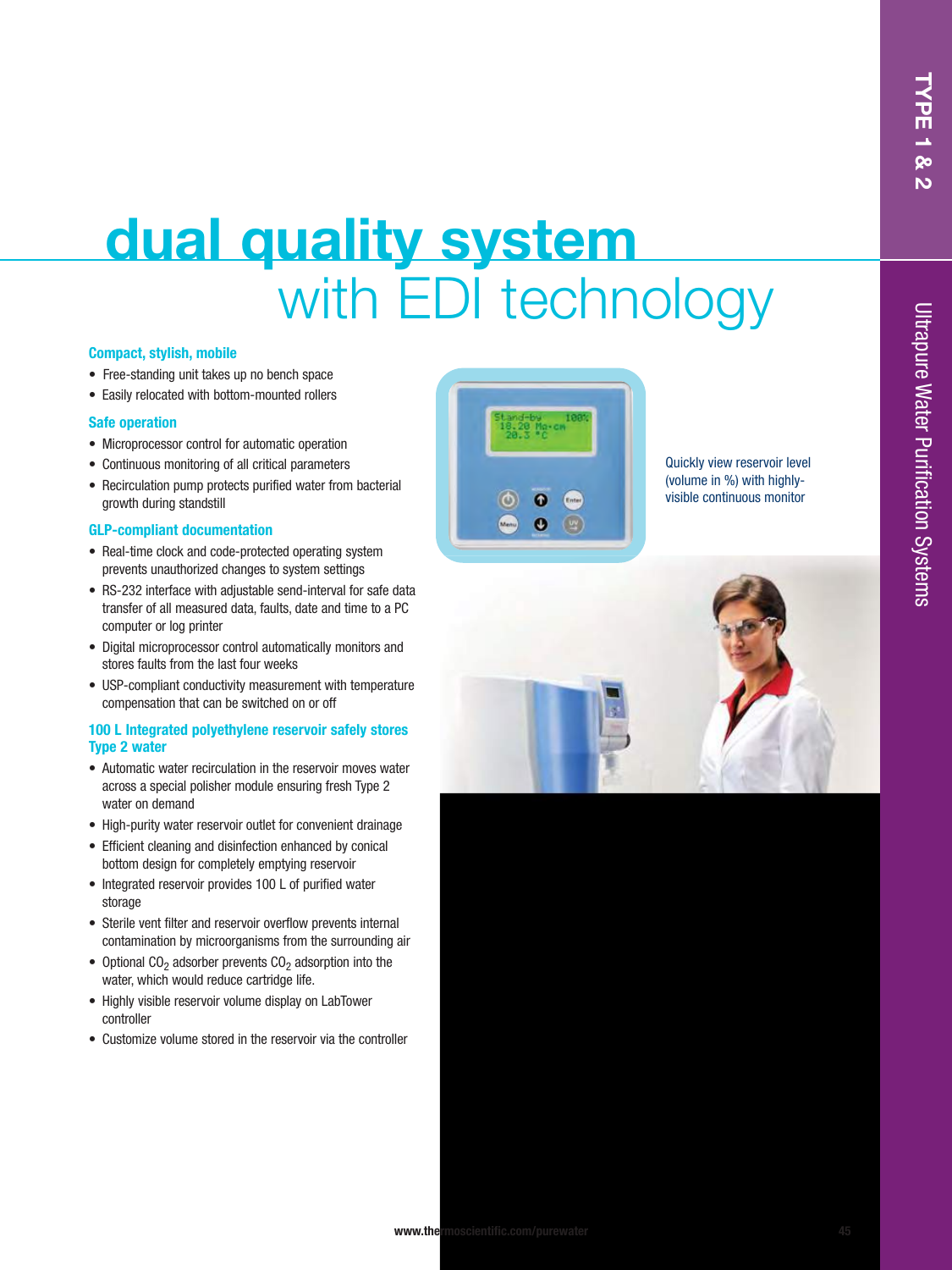# dual quality system
## with EDI technology

### Compact, stylish, mobile

- Free-standing unit takes up no bench space
- Easily relocated with bottom-mounted rollers

### Safe operation

- Microprocessor control for automatic operation
- Continuous monitoring of all critical parameters
- Recirculation pump protects purified water from bacterial growth during standstill

### GLP-compliant documentation

- Real-time clock and code-protected operating system prevents unauthorized changes to system settings
- RS-232 interface with adjustable send-interval for safe data transfer of all measured data, faults, date and time to a PC computer or log printer
- Digital microprocessor control automatically monitors and stores faults from the last four weeks
- USP-compliant conductivity measurement with temperature compensation that can be switched on or off

### 100 L Integrated polyethylene reservoir safely stores Type 2 water

- Automatic water recirculation in the reservoir moves water across a special polisher module ensuring fresh Type 2 water on demand
- High-purity water reservoir outlet for convenient drainage
- Efficient cleaning and disinfection enhanced by conical bottom design for completely emptying reservoir
- Integrated reservoir provides 100 L of purified water storage
- Sterile vent filter and reservoir overflow prevents internal contamination by microorganisms from the surrounding air
- Optional $CO_2$ adsorber prevents $CO_2$ adsorption into the water, which would reduce cartridge life.
- Highly visible reservoir volume display on LabTower controller
- Customize volume stored in the reservoir via the controller

Quickly view reservoir level (volume in %) with highly-visible continuous monitor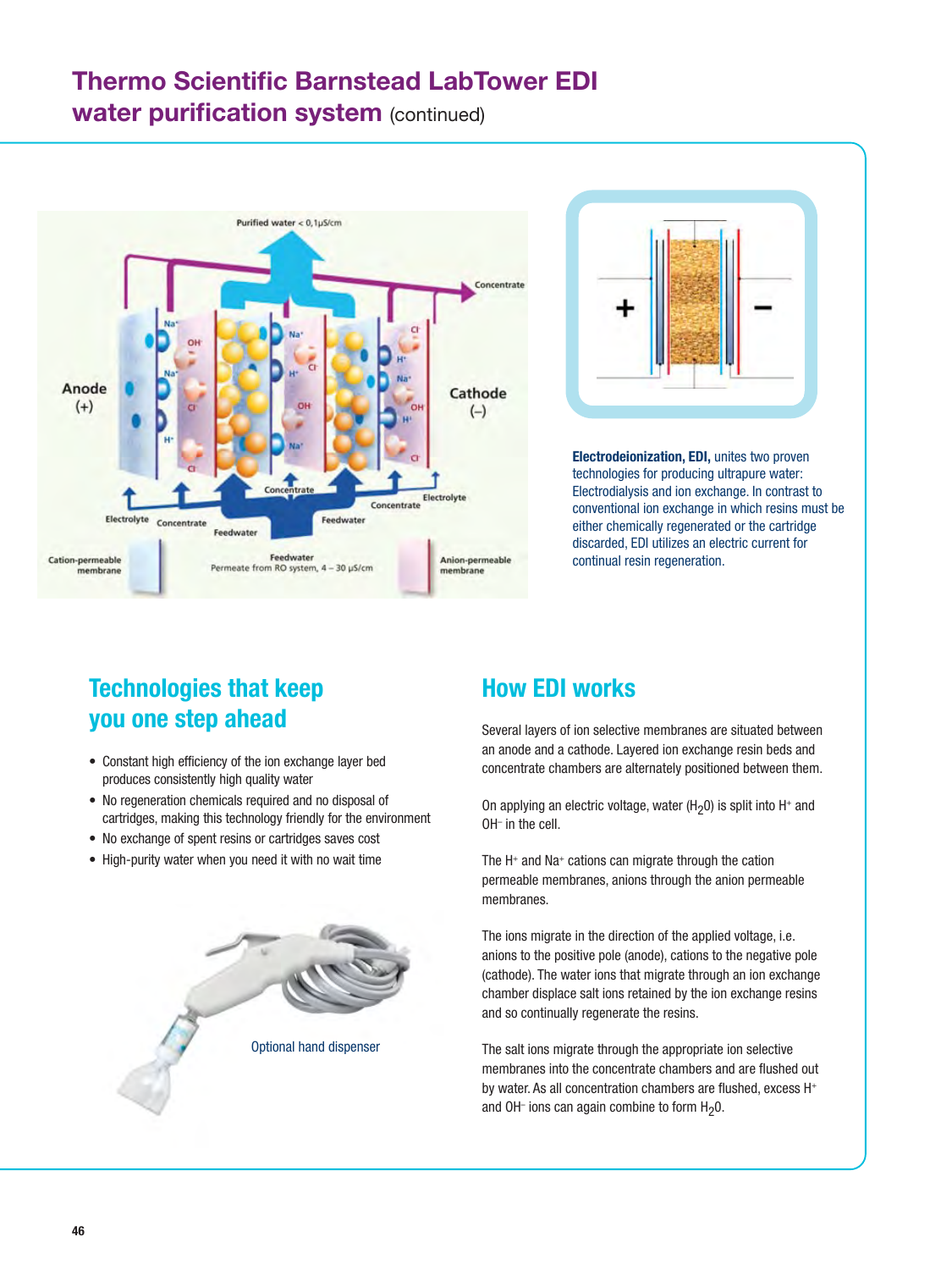# Thermo Scientific Barnstead LabTower EDI water purification system (continued)

**Electrodeionization, EDI,** unites two proven technologies for producing ultrapure water: Electrodialysis and ion exchange. In contrast to conventional ion exchange in which resins must be either chemically regenerated or the cartridge discarded, EDI utilizes an electric current for continual resin regeneration.

## Technologies that keep you one step ahead

- Constant high efficiency of the ion exchange layer bed produces consistently high quality water
- No regeneration chemicals required and no disposal of cartridges, making this technology friendly for the environment
- No exchange of spent resins or cartridges saves cost
- High-purity water when you need it with no wait time

Optional hand dispenser

## How EDI works

Several layers of ion selective membranes are situated between an anode and a cathode. Layered ion exchange resin beds and concentrate chambers are alternately positioned between them.

On applying an electric voltage, water ($H_2O$) is split into $H^+$ and $OH^-$ in the cell.

The $H^+$ and $Na^+$ cations can migrate through the cation permeable membranes, anions through the anion permeable membranes.

The ions migrate in the direction of the applied voltage, i.e. anions to the positive pole (anode), cations to the negative pole (cathode). The water ions that migrate through an ion exchange chamber displace salt ions retained by the ion exchange resins and so continually regenerate the resins.

The salt ions migrate through the appropriate ion selective membranes into the concentrate chambers and are flushed out by water. As all concentration chambers are flushed, excess $H^+$ and $OH^-$ ions can again combine to form $H_2O$.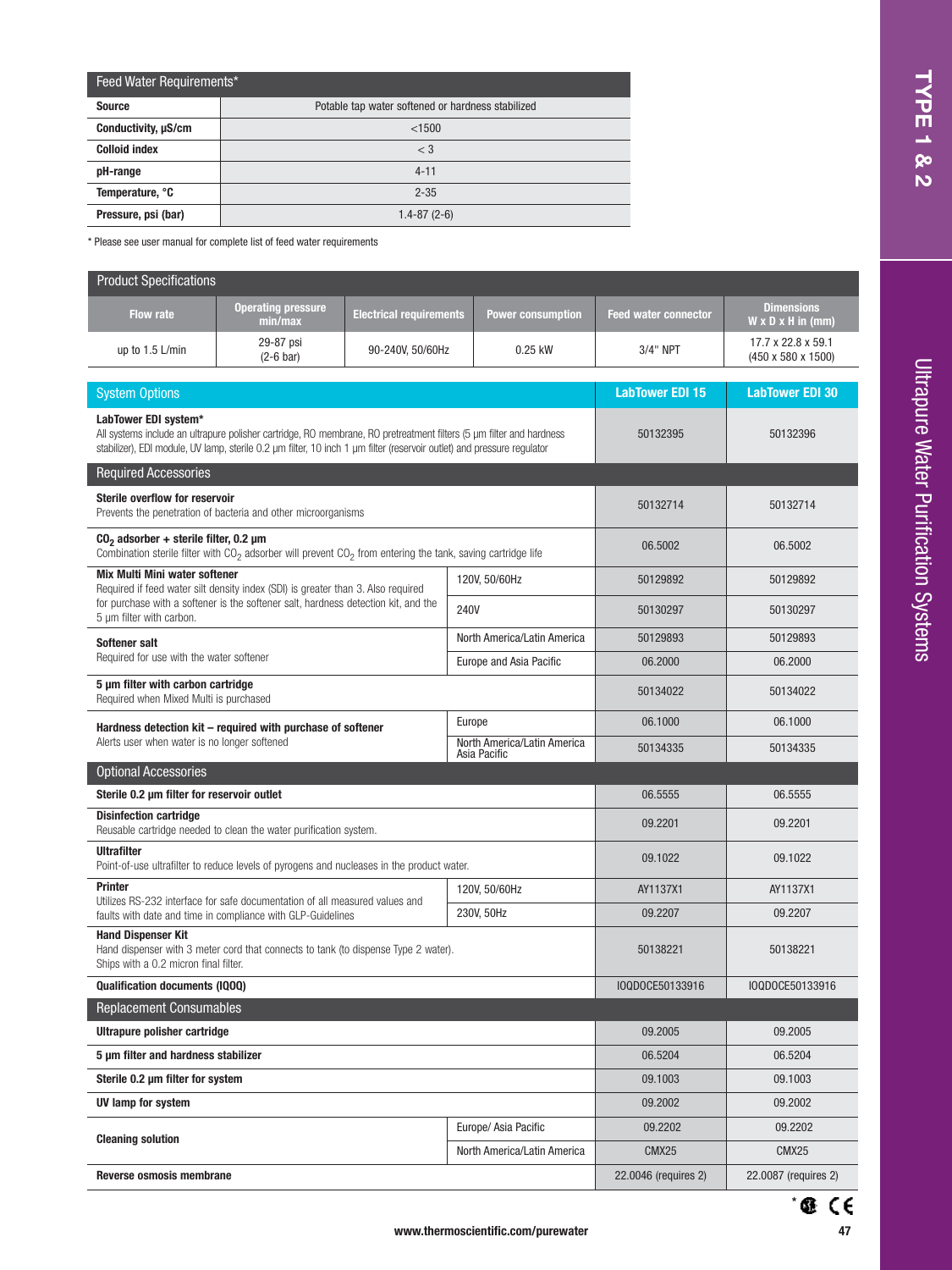| Feed Water Requirements* | |
|---|---|
| **Source** | Potable tap water softened or hardness stabilized |
| **Conductivity, µS/cm** | <1500 |
| **Colloid index** | < 3 |
| **pH-range** | 4-11 |
| **Temperature, °C** | 2-35 |
| **Pressure, psi (bar)** | 1.4-87 (2-6) |

* Please see user manual for complete list of feed water requirements

**Product Specifications**

| Flow rate | Operating pressure min/max | Electrical requirements | Power consumption | Feed water connector | Dimensions W x D x H in (mm) |
|---|---|---|---|---|---|
| up to 1.5 L/min | 29-87 psi (2-6 bar) | 90-240V, 50/60Hz | 0.25 kW | 3/4" NPT | 17.7 x 22.8 x 59.1 (450 x 580 x 1500) |

| System Options | | LabTower EDI 15 | LabTower EDI 30 |
|---|---|---|---|
| **LabTower EDI system***<br>All systems include an ultrapure polisher cartridge, RO membrane, RO pretreatment filters (5 µm filter and hardness stabilizer), EDI module, UV lamp, sterile 0.2 µm filter, 10 inch 1 µm filter (reservoir outlet) and pressure regulator | | 50132395 | 50132396 |
| **Required Accessories** | | | |
| **Sterile overflow for reservoir**<br>Prevents the penetration of bacteria and other microorganisms | | 50132714 | 50132714 |
| **$CO_2$ adsorber + sterile filter, 0.2 µm**<br>Combination sterile filter with $CO_2$ adsorber will prevent $CO_2$ from entering the tank, saving cartridge life | | 06.5002 | 06.5002 |
| **Mix Multi Mini water softener**<br>Required if feed water silt density index (SDI) is greater than 3. Also required for purchase with a softener is the softener salt, hardness detection kit, and the 5 µm filter with carbon. | 120V, 50/60Hz | 50129892 | 50129892 |
| | 240V | 50130297 | 50130297 |
| **Softener salt**<br>Required for use with the water softener | North America/Latin America | 50129893 | 50129893 |
| | Europe and Asia Pacific | 06.2000 | 06.2000 |
| **5 µm filter with carbon cartridge**<br>Required when Mixed Multi is purchased | | 50134022 | 50134022 |
| **Hardness detection kit – required with purchase of softener**<br>Alerts user when water is no longer softened | Europe | 06.1000 | 06.1000 |
| | North America/Latin America Asia Pacific | 50134335 | 50134335 |
| **Optional Accessories** | | | |
| **Sterile 0.2 µm filter for reservoir outlet** | | 06.5555 | 06.5555 |
| **Disinfection cartridge**<br>Reusable cartridge needed to clean the water purification system. | | 09.2201 | 09.2201 |
| **Ultrafilter**<br>Point-of-use ultrafilter to reduce levels of pyrogens and nucleases in the product water. | | 09.1022 | 09.1022 |
| **Printer**<br>Utilizes RS-232 interface for safe documentation of all measured values and faults with date and time in compliance with GLP-Guidelines | 120V, 50/60Hz | AY1137X1 | AY1137X1 |
| | 230V, 50Hz | 09.2207 | 09.2207 |
| **Hand Dispenser Kit**<br>Hand dispenser with 3 meter cord that connects to tank (to dispense Type 2 water). Ships with a 0.2 micron final filter. | | 50138221 | 50138221 |
| **Qualification documents (IQOQ)** | | IOQDOCE50133916 | IOQDOCE50133916 |
| **Replacement Consumables** | | | |
| **Ultrapure polisher cartridge** | | 09.2005 | 09.2005 |
| **5 µm filter and hardness stabilizer** | | 06.5204 | 06.5204 |
| **Sterile 0.2 µm filter for system** | | 09.1003 | 09.1003 |
| **UV lamp for system** | | 09.2002 | 09.2002 |
| **Cleaning solution** | Europe/ Asia Pacific | 09.2202 | 09.2202 |
| | North America/Latin America | CMX25 | CMX25 |
| **Reverse osmosis membrane** | | 22.0046 (requires 2) | 22.0087 (requires 2) |

* CE